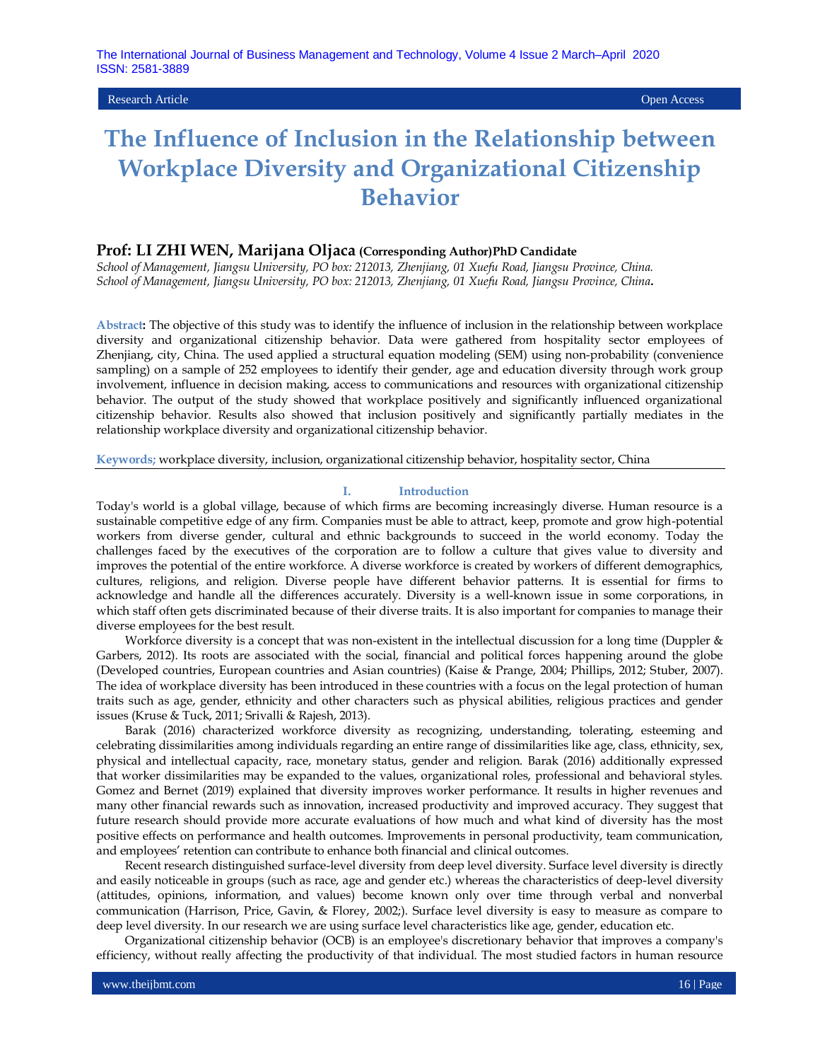Research Article | Open Access

# The Influence of Inclusion in the Relationship between Workplace Diversity and Organizational Citizenship Behavior

**Prof: LI ZHI WEN, Marijana Oljaca (Corresponding Author)PhD Candidate**

*School of Management, Jiangsu University, PO box: 212013, Zhenjiang, 01 Xuefu Road, Jiangsu Province, China.*
*School of Management, Jiangsu University, PO box: 212013, Zhenjiang, 01 Xuefu Road, Jiangsu Province, China.*

**Abstract:** The objective of this study was to identify the influence of inclusion in the relationship between workplace diversity and organizational citizenship behavior. Data were gathered from hospitality sector employees of Zhenjiang, city, China. The used applied a structural equation modeling (SEM) using non-probability (convenience sampling) on a sample of 252 employees to identify their gender, age and education diversity through work group involvement, influence in decision making, access to communications and resources with organizational citizenship behavior. The output of the study showed that workplace positively and significantly influenced organizational citizenship behavior. Results also showed that inclusion positively and significantly partially mediates in the relationship workplace diversity and organizational citizenship behavior.

**Keywords;** workplace diversity, inclusion, organizational citizenship behavior, hospitality sector, China

## I. Introduction

Today's world is a global village, because of which firms are becoming increasingly diverse. Human resource is a sustainable competitive edge of any firm. Companies must be able to attract, keep, promote and grow high-potential workers from diverse gender, cultural and ethnic backgrounds to succeed in the world economy. Today the challenges faced by the executives of the corporation are to follow a culture that gives value to diversity and improves the potential of the entire workforce. A diverse workforce is created by workers of different demographics, cultures, religions, and religion. Diverse people have different behavior patterns. It is essential for firms to acknowledge and handle all the differences accurately. Diversity is a well-known issue in some corporations, in which staff often gets discriminated because of their diverse traits. It is also important for companies to manage their diverse employees for the best result.

Workforce diversity is a concept that was non-existent in the intellectual discussion for a long time (Duppler & Garbers, 2012). Its roots are associated with the social, financial and political forces happening around the globe (Developed countries, European countries and Asian countries) (Kaise & Prange, 2004; Phillips, 2012; Stuber, 2007). The idea of workplace diversity has been introduced in these countries with a focus on the legal protection of human traits such as age, gender, ethnicity and other characters such as physical abilities, religious practices and gender issues (Kruse & Tuck, 2011; Srivalli & Rajesh, 2013).

Barak (2016) characterized workforce diversity as recognizing, understanding, tolerating, esteeming and celebrating dissimilarities among individuals regarding an entire range of dissimilarities like age, class, ethnicity, sex, physical and intellectual capacity, race, monetary status, gender and religion. Barak (2016) additionally expressed that worker dissimilarities may be expanded to the values, organizational roles, professional and behavioral styles. Gomez and Bernet (2019) explained that diversity improves worker performance. It results in higher revenues and many other financial rewards such as innovation, increased productivity and improved accuracy. They suggest that future research should provide more accurate evaluations of how much and what kind of diversity has the most positive effects on performance and health outcomes. Improvements in personal productivity, team communication, and employees' retention can contribute to enhance both financial and clinical outcomes.

Recent research distinguished surface-level diversity from deep level diversity. Surface level diversity is directly and easily noticeable in groups (such as race, age and gender etc.) whereas the characteristics of deep-level diversity (attitudes, opinions, information, and values) become known only over time through verbal and nonverbal communication (Harrison, Price, Gavin, & Florey, 2002;). Surface level diversity is easy to measure as compare to deep level diversity. In our research we are using surface level characteristics like age, gender, education etc.

Organizational citizenship behavior (OCB) is an employee's discretionary behavior that improves a company's efficiency, without really affecting the productivity of that individual. The most studied factors in human resource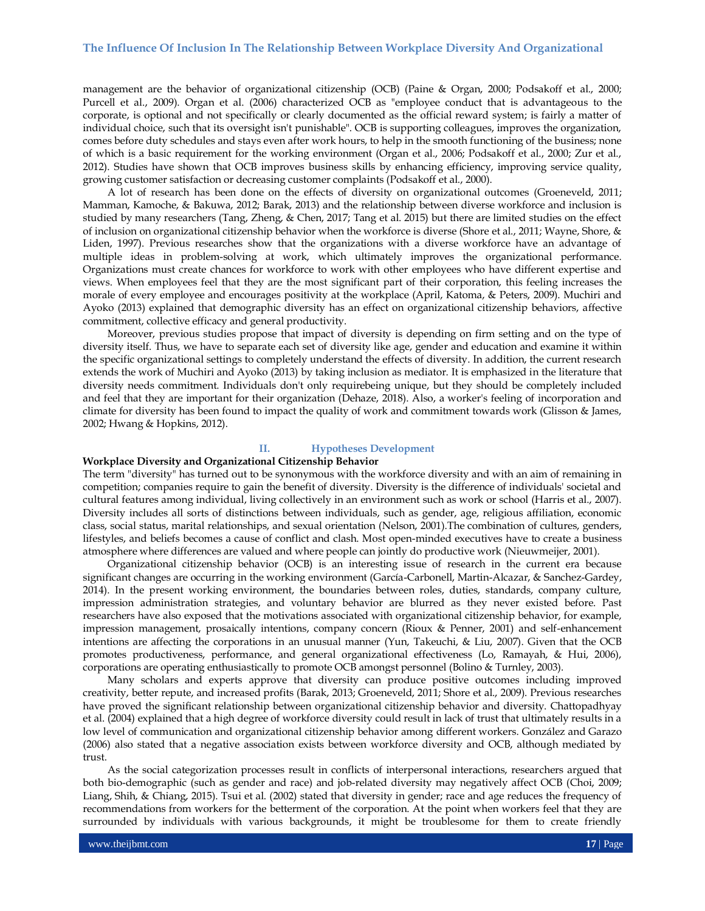management are the behavior of organizational citizenship (OCB) (Paine & Organ, 2000; Podsakoff et al., 2000; Purcell et al., 2009). Organ et al. (2006) characterized OCB as "employee conduct that is advantageous to the corporate, is optional and not specifically or clearly documented as the official reward system; is fairly a matter of individual choice, such that its oversight isn't punishable". OCB is supporting colleagues, improves the organization, comes before duty schedules and stays even after work hours, to help in the smooth functioning of the business; none of which is a basic requirement for the working environment (Organ et al., 2006; Podsakoff et al., 2000; Zur et al., 2012). Studies have shown that OCB improves business skills by enhancing efficiency, improving service quality, growing customer satisfaction or decreasing customer complaints (Podsakoff et al., 2000).

A lot of research has been done on the effects of diversity on organizational outcomes (Groeneveld, 2011; Mamman, Kamoche, & Bakuwa, 2012; Barak, 2013) and the relationship between diverse workforce and inclusion is studied by many researchers (Tang, Zheng, & Chen, 2017; Tang et al. 2015) but there are limited studies on the effect of inclusion on organizational citizenship behavior when the workforce is diverse (Shore et al., 2011; Wayne, Shore, & Liden, 1997). Previous researches show that the organizations with a diverse workforce have an advantage of multiple ideas in problem-solving at work, which ultimately improves the organizational performance. Organizations must create chances for workforce to work with other employees who have different expertise and views. When employees feel that they are the most significant part of their corporation, this feeling increases the morale of every employee and encourages positivity at the workplace (April, Katoma, & Peters, 2009). Muchiri and Ayoko (2013) explained that demographic diversity has an effect on organizational citizenship behaviors, affective commitment, collective efficacy and general productivity.

Moreover, previous studies propose that impact of diversity is depending on firm setting and on the type of diversity itself. Thus, we have to separate each set of diversity like age, gender and education and examine it within the specific organizational settings to completely understand the effects of diversity. In addition, the current research extends the work of Muchiri and Ayoko (2013) by taking inclusion as mediator. It is emphasized in the literature that diversity needs commitment. Individuals don't only requirebeing unique, but they should be completely included and feel that they are important for their organization (Dehaze, 2018). Also, a worker's feeling of incorporation and climate for diversity has been found to impact the quality of work and commitment towards work (Glisson & James, 2002; Hwang & Hopkins, 2012).

## II. Hypotheses Development

**Workplace Diversity and Organizational Citizenship Behavior**

The term "diversity" has turned out to be synonymous with the workforce diversity and with an aim of remaining in competition; companies require to gain the benefit of diversity. Diversity is the difference of individuals' societal and cultural features among individual, living collectively in an environment such as work or school (Harris et al., 2007). Diversity includes all sorts of distinctions between individuals, such as gender, age, religious affiliation, economic class, social status, marital relationships, and sexual orientation (Nelson, 2001).The combination of cultures, genders, lifestyles, and beliefs becomes a cause of conflict and clash. Most open-minded executives have to create a business atmosphere where differences are valued and where people can jointly do productive work (Nieuwmeijer, 2001).

Organizational citizenship behavior (OCB) is an interesting issue of research in the current era because significant changes are occurring in the working environment (García-Carbonell, Martin-Alcazar, & Sanchez-Gardey, 2014). In the present working environment, the boundaries between roles, duties, standards, company culture, impression administration strategies, and voluntary behavior are blurred as they never existed before. Past researchers have also exposed that the motivations associated with organizational citizenship behavior, for example, impression management, prosaically intentions, company concern (Rioux & Penner, 2001) and self-enhancement intentions are affecting the corporations in an unusual manner (Yun, Takeuchi, & Liu, 2007). Given that the OCB promotes productiveness, performance, and general organizational effectiveness (Lo, Ramayah, & Hui, 2006), corporations are operating enthusiastically to promote OCB amongst personnel (Bolino & Turnley, 2003).

Many scholars and experts approve that diversity can produce positive outcomes including improved creativity, better repute, and increased profits (Barak, 2013; Groeneveld, 2011; Shore et al., 2009). Previous researches have proved the significant relationship between organizational citizenship behavior and diversity. Chattopadhyay et al. (2004) explained that a high degree of workforce diversity could result in lack of trust that ultimately results in a low level of communication and organizational citizenship behavior among different workers. González and Garazo (2006) also stated that a negative association exists between workforce diversity and OCB, although mediated by trust.

As the social categorization processes result in conflicts of interpersonal interactions, researchers argued that both bio-demographic (such as gender and race) and job-related diversity may negatively affect OCB (Choi, 2009; Liang, Shih, & Chiang, 2015). Tsui et al. (2002) stated that diversity in gender; race and age reduces the frequency of recommendations from workers for the betterment of the corporation. At the point when workers feel that they are surrounded by individuals with various backgrounds, it might be troublesome for them to create friendly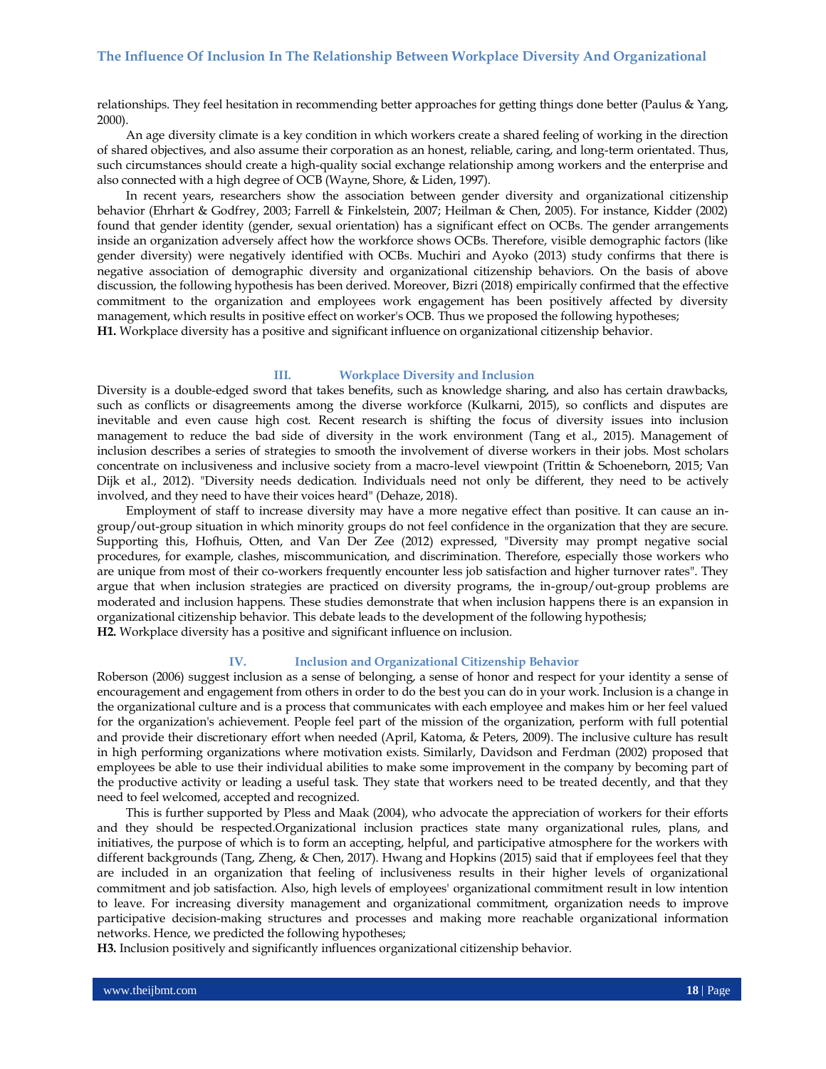relationships. They feel hesitation in recommending better approaches for getting things done better (Paulus & Yang, 2000).

An age diversity climate is a key condition in which workers create a shared feeling of working in the direction of shared objectives, and also assume their corporation as an honest, reliable, caring, and long-term orientated. Thus, such circumstances should create a high-quality social exchange relationship among workers and the enterprise and also connected with a high degree of OCB (Wayne, Shore, & Liden, 1997).

In recent years, researchers show the association between gender diversity and organizational citizenship behavior (Ehrhart & Godfrey, 2003; Farrell & Finkelstein, 2007; Heilman & Chen, 2005). For instance, Kidder (2002) found that gender identity (gender, sexual orientation) has a significant effect on OCBs. The gender arrangements inside an organization adversely affect how the workforce shows OCBs. Therefore, visible demographic factors (like gender diversity) were negatively identified with OCBs. Muchiri and Ayoko (2013) study confirms that there is negative association of demographic diversity and organizational citizenship behaviors. On the basis of above discussion, the following hypothesis has been derived. Moreover, Bizri (2018) empirically confirmed that the effective commitment to the organization and employees work engagement has been positively affected by diversity management, which results in positive effect on worker's OCB. Thus we proposed the following hypotheses;

**H1.** Workplace diversity has a positive and significant influence on organizational citizenship behavior.

## III. Workplace Diversity and Inclusion

Diversity is a double-edged sword that takes benefits, such as knowledge sharing, and also has certain drawbacks, such as conflicts or disagreements among the diverse workforce (Kulkarni, 2015), so conflicts and disputes are inevitable and even cause high cost. Recent research is shifting the focus of diversity issues into inclusion management to reduce the bad side of diversity in the work environment (Tang et al., 2015). Management of inclusion describes a series of strategies to smooth the involvement of diverse workers in their jobs. Most scholars concentrate on inclusiveness and inclusive society from a macro-level viewpoint (Trittin & Schoeneborn, 2015; Van Dijk et al., 2012). "Diversity needs dedication. Individuals need not only be different, they need to be actively involved, and they need to have their voices heard" (Dehaze, 2018).

Employment of staff to increase diversity may have a more negative effect than positive. It can cause an in-group/out-group situation in which minority groups do not feel confidence in the organization that they are secure. Supporting this, Hofhuis, Otten, and Van Der Zee (2012) expressed, "Diversity may prompt negative social procedures, for example, clashes, miscommunication, and discrimination. Therefore, especially those workers who are unique from most of their co-workers frequently encounter less job satisfaction and higher turnover rates". They argue that when inclusion strategies are practiced on diversity programs, the in-group/out-group problems are moderated and inclusion happens. These studies demonstrate that when inclusion happens there is an expansion in organizational citizenship behavior. This debate leads to the development of the following hypothesis;

**H2.** Workplace diversity has a positive and significant influence on inclusion.

## IV. Inclusion and Organizational Citizenship Behavior

Roberson (2006) suggest inclusion as a sense of belonging, a sense of honor and respect for your identity a sense of encouragement and engagement from others in order to do the best you can do in your work. Inclusion is a change in the organizational culture and is a process that communicates with each employee and makes him or her feel valued for the organization's achievement. People feel part of the mission of the organization, perform with full potential and provide their discretionary effort when needed (April, Katoma, & Peters, 2009). The inclusive culture has result in high performing organizations where motivation exists. Similarly, Davidson and Ferdman (2002) proposed that employees be able to use their individual abilities to make some improvement in the company by becoming part of the productive activity or leading a useful task. They state that workers need to be treated decently, and that they need to feel welcomed, accepted and recognized.

This is further supported by Pless and Maak (2004), who advocate the appreciation of workers for their efforts and they should be respected.Organizational inclusion practices state many organizational rules, plans, and initiatives, the purpose of which is to form an accepting, helpful, and participative atmosphere for the workers with different backgrounds (Tang, Zheng, & Chen, 2017). Hwang and Hopkins (2015) said that if employees feel that they are included in an organization that feeling of inclusiveness results in their higher levels of organizational commitment and job satisfaction. Also, high levels of employees' organizational commitment result in low intention to leave. For increasing diversity management and organizational commitment, organization needs to improve participative decision-making structures and processes and making more reachable organizational information networks. Hence, we predicted the following hypotheses;

**H3.** Inclusion positively and significantly influences organizational citizenship behavior.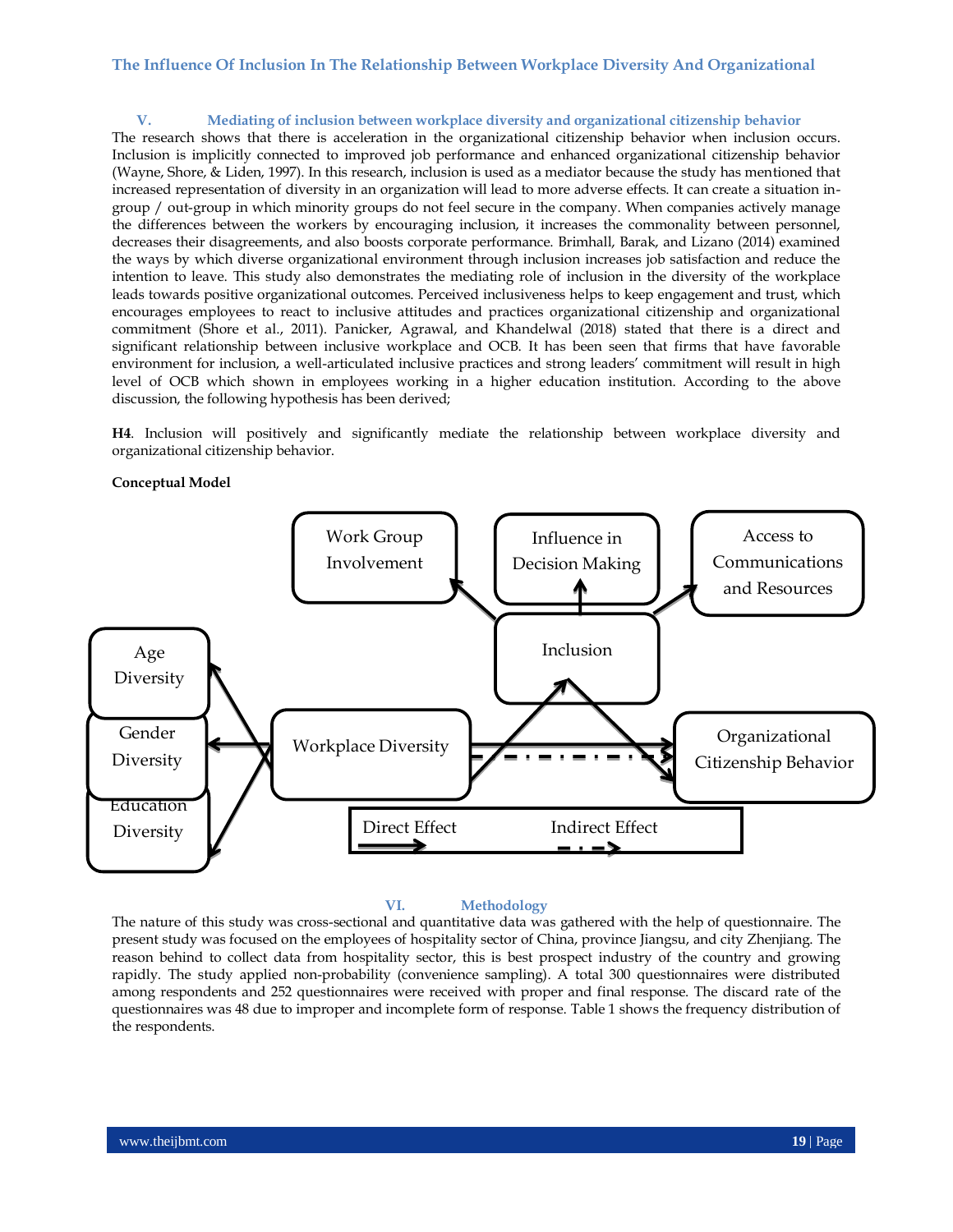## V. Mediating of inclusion between workplace diversity and organizational citizenship behavior

The research shows that there is acceleration in the organizational citizenship behavior when inclusion occurs. Inclusion is implicitly connected to improved job performance and enhanced organizational citizenship behavior (Wayne, Shore, & Liden, 1997). In this research, inclusion is used as a mediator because the study has mentioned that increased representation of diversity in an organization will lead to more adverse effects. It can create a situation in-group / out-group in which minority groups do not feel secure in the company. When companies actively manage the differences between the workers by encouraging inclusion, it increases the commonality between personnel, decreases their disagreements, and also boosts corporate performance. Brimhall, Barak, and Lizano (2014) examined the ways by which diverse organizational environment through inclusion increases job satisfaction and reduce the intention to leave. This study also demonstrates the mediating role of inclusion in the diversity of the workplace leads towards positive organizational outcomes. Perceived inclusiveness helps to keep engagement and trust, which encourages employees to react to inclusive attitudes and practices organizational citizenship and organizational commitment (Shore et al., 2011). Panicker, Agrawal, and Khandelwal (2018) stated that there is a direct and significant relationship between inclusive workplace and OCB. It has been seen that firms that have favorable environment for inclusion, a well-articulated inclusive practices and strong leaders' commitment will result in high level of OCB which shown in employees working in a higher education institution. According to the above discussion, the following hypothesis has been derived;

**H4**. Inclusion will positively and significantly mediate the relationship between workplace diversity and organizational citizenship behavior.

**Conceptual Model**

Work Group Involvement | Influence in Decision Making | Access to Communications and Resources

Inclusion

Age Diversity | Gender Diversity | Education Diversity

Workplace Diversity → Organizational Citizenship Behavior

Direct Effect | Indirect Effect

## VI. Methodology

The nature of this study was cross-sectional and quantitative data was gathered with the help of questionnaire. The present study was focused on the employees of hospitality sector of China, province Jiangsu, and city Zhenjiang. The reason behind to collect data from hospitality sector, this is best prospect industry of the country and growing rapidly. The study applied non-probability (convenience sampling). A total 300 questionnaires were distributed among respondents and 252 questionnaires were received with proper and final response. The discard rate of the questionnaires was 48 due to improper and incomplete form of response. Table 1 shows the frequency distribution of the respondents.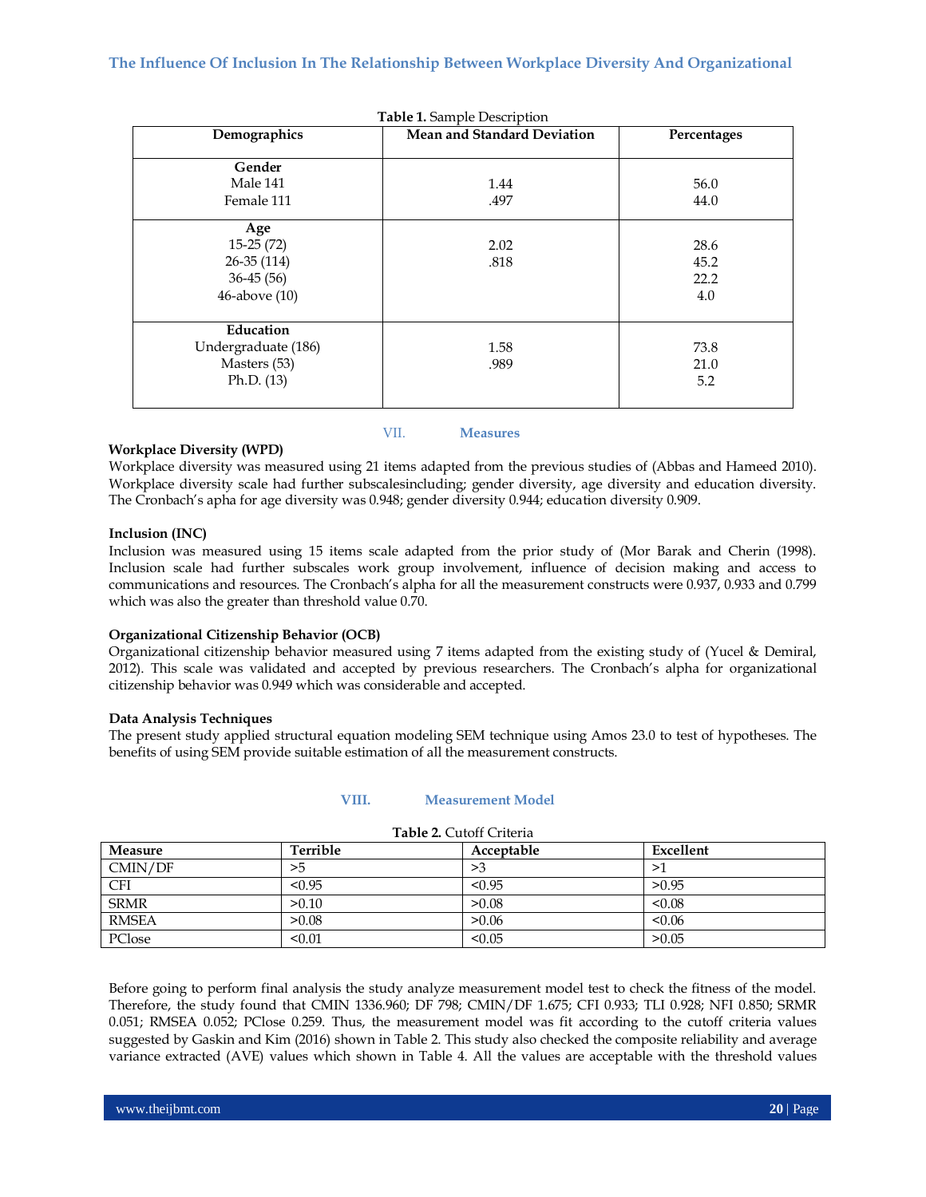**Table 1.** Sample Description

| Demographics | Mean and Standard Deviation | Percentages |
|---|---|---|
| **Gender**<br>Male 141<br>Female 111 | 1.44<br>.497 | 56.0<br>44.0 |
| **Age**<br>15-25 (72)<br>26-35 (114)<br>36-45 (56)<br>46-above (10) | 2.02<br>.818 | 28.6<br>45.2<br>22.2<br>4.0 |
| **Education**<br>Undergraduate (186)<br>Masters (53)<br>Ph.D. (13) | 1.58<br>.989 | 73.8<br>21.0<br>5.2 |

## VII. Measures

**Workplace Diversity (WPD)**

Workplace diversity was measured using 21 items adapted from the previous studies of (Abbas and Hameed 2010). Workplace diversity scale had further subscalesincluding; gender diversity, age diversity and education diversity. The Cronbach's apha for age diversity was 0.948; gender diversity 0.944; education diversity 0.909.

**Inclusion (INC)**

Inclusion was measured using 15 items scale adapted from the prior study of (Mor Barak and Cherin (1998). Inclusion scale had further subscales work group involvement, influence of decision making and access to communications and resources. The Cronbach's alpha for all the measurement constructs were 0.937, 0.933 and 0.799 which was also the greater than threshold value 0.70.

**Organizational Citizenship Behavior (OCB)**

Organizational citizenship behavior measured using 7 items adapted from the existing study of (Yucel & Demiral, 2012). This scale was validated and accepted by previous researchers. The Cronbach's alpha for organizational citizenship behavior was 0.949 which was considerable and accepted.

**Data Analysis Techniques**

The present study applied structural equation modeling SEM technique using Amos 23.0 to test of hypotheses. The benefits of using SEM provide suitable estimation of all the measurement constructs.

## VIII. Measurement Model

**Table 2.** Cutoff Criteria

| Measure | Terrible | Acceptable | Excellent |
|---|---|---|---|
| CMIN/DF | >5 | >3 | >1 |
| CFI | <0.95 | <0.95 | >0.95 |
| SRMR | >0.10 | >0.08 | <0.08 |
| RMSEA | >0.08 | >0.06 | <0.06 |
| PClose | <0.01 | <0.05 | >0.05 |

Before going to perform final analysis the study analyze measurement model test to check the fitness of the model. Therefore, the study found that CMIN 1336.960; DF 798; CMIN/DF 1.675; CFI 0.933; TLI 0.928; NFI 0.850; SRMR 0.051; RMSEA 0.052; PClose 0.259. Thus, the measurement model was fit according to the cutoff criteria values suggested by Gaskin and Kim (2016) shown in Table 2. This study also checked the composite reliability and average variance extracted (AVE) values which shown in Table 4. All the values are acceptable with the threshold values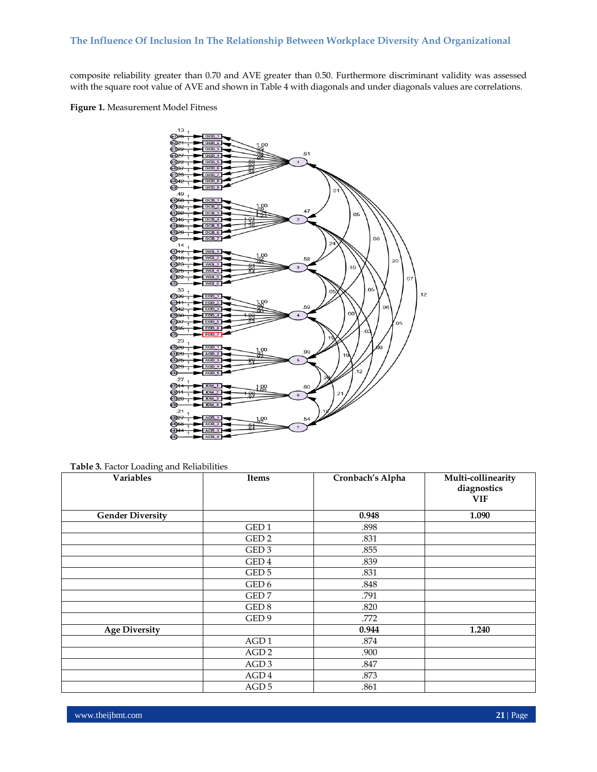composite reliability greater than 0.70 and AVE greater than 0.50. Furthermore discriminant validity was assessed with the square root value of AVE and shown in Table 4 with diagonals and under diagonals values are correlations.

**Figure 1.** Measurement Model Fitness

**Table 3.** Factor Loading and Reliabilities

| Variables | Items | Cronbach's Alpha | Multi-collinearity diagnostics VIF |
|---|---|---|---|
| **Gender Diversity** | | **0.948** | **1.090** |
| | GED 1 | .898 | |
| | GED 2 | .831 | |
| | GED 3 | .855 | |
| | GED 4 | .839 | |
| | GED 5 | .831 | |
| | GED 6 | .848 | |
| | GED 7 | .791 | |
| | GED 8 | .820 | |
| | GED 9 | .772 | |
| **Age Diversity** | | **0.944** | **1.240** |
| | AGD 1 | .874 | |
| | AGD 2 | .900 | |
| | AGD 3 | .847 | |
| | AGD 4 | .873 | |
| | AGD 5 | .861 | |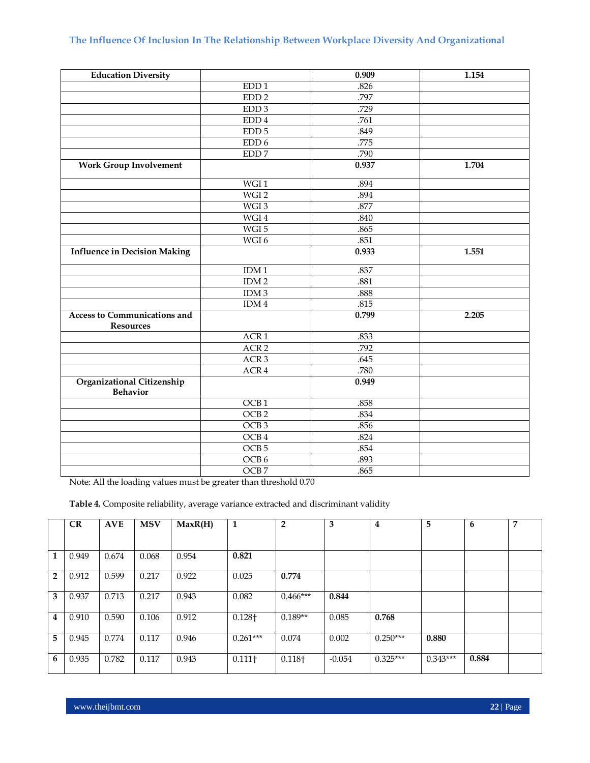| Education Diversity | | 0.909 | 1.154 |
|---|---|---|---|
| | EDD 1 | .826 | |
| | EDD 2 | .797 | |
| | EDD 3 | .729 | |
| | EDD 4 | .761 | |
| | EDD 5 | .849 | |
| | EDD 6 | .775 | |
| | EDD 7 | .790 | |
| **Work Group Involvement** | | **0.937** | **1.704** |
| | WGI 1 | .894 | |
| | WGI 2 | .894 | |
| | WGI 3 | .877 | |
| | WGI 4 | .840 | |
| | WGI 5 | .865 | |
| | WGI 6 | .851 | |
| **Influence in Decision Making** | | **0.933** | **1.551** |
| | IDM 1 | .837 | |
| | IDM 2 | .881 | |
| | IDM 3 | .888 | |
| | IDM 4 | .815 | |
| **Access to Communications and Resources** | | **0.799** | **2.205** |
| | ACR 1 | .833 | |
| | ACR 2 | .792 | |
| | ACR 3 | .645 | |
| | ACR 4 | .780 | |
| **Organizational Citizenship Behavior** | | **0.949** | |
| | OCB 1 | .858 | |
| | OCB 2 | .834 | |
| | OCB 3 | .856 | |
| | OCB 4 | .824 | |
| | OCB 5 | .854 | |
| | OCB 6 | .893 | |
| | OCB 7 | .865 | |

Note: All the loading values must be greater than threshold 0.70

**Table 4.** Composite reliability, average variance extracted and discriminant validity

| | CR | AVE | MSV | MaxR(H) | 1 | 2 | 3 | 4 | 5 | 6 | 7 |
|---|---|---|---|---|---|---|---|---|---|---|---|
| **1** | 0.949 | 0.674 | 0.068 | 0.954 | **0.821** | | | | | | |
| **2** | 0.912 | 0.599 | 0.217 | 0.922 | 0.025 | **0.774** | | | | | |
| **3** | 0.937 | 0.713 | 0.217 | 0.943 | 0.082 | 0.466*** | **0.844** | | | | |
| **4** | 0.910 | 0.590 | 0.106 | 0.912 | 0.128† | 0.189** | 0.085 | **0.768** | | | |
| **5** | 0.945 | 0.774 | 0.117 | 0.946 | 0.261*** | 0.074 | 0.002 | 0.250*** | **0.880** | | |
| **6** | 0.935 | 0.782 | 0.117 | 0.943 | 0.111† | 0.118† | -0.054 | 0.325*** | 0.343*** | **0.884** | |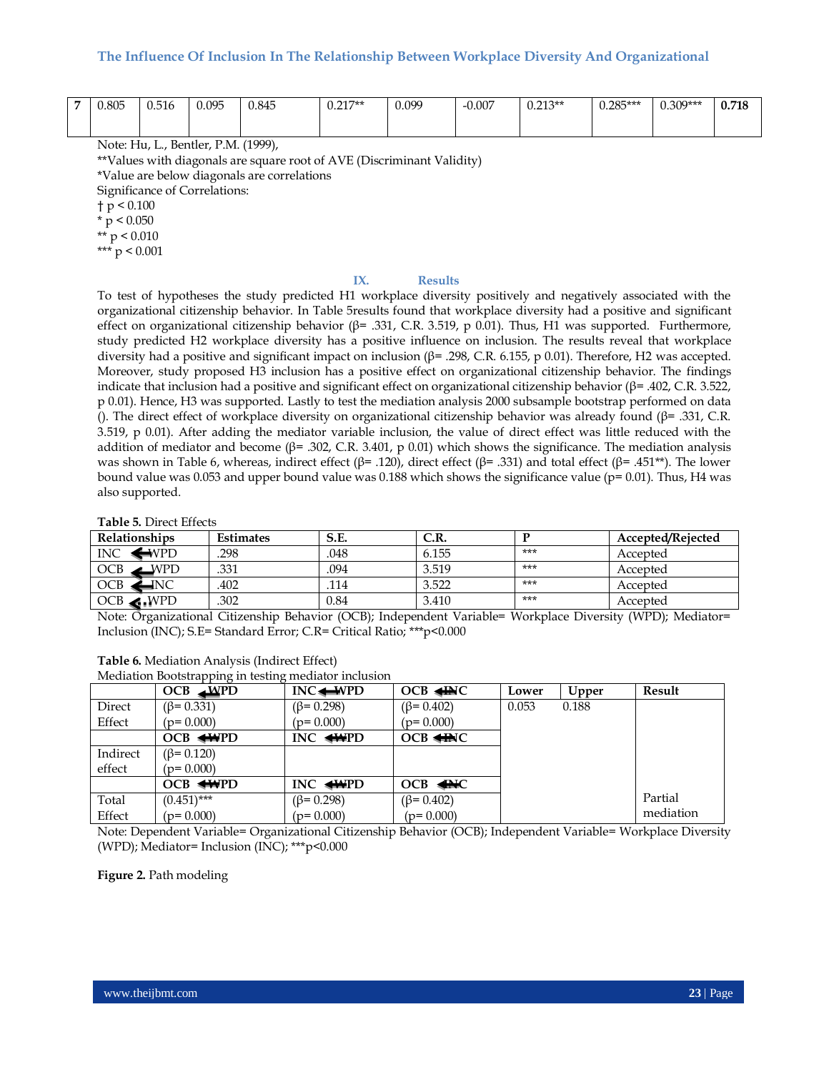| 7 | 0.805 | 0.516 | 0.095 | 0.845 | 0.217** | 0.099 | -0.007 | 0.213** | 0.285*** | 0.309*** | **0.718** |
|---|---|---|---|---|---|---|---|---|---|---|---|

Note: Hu, L., Bentler, P.M. (1999),
**Values with diagonals are square root of AVE (Discriminant Validity)
*Value are below diagonals are correlations
Significance of Correlations:
† p < 0.100
* p < 0.050
** p < 0.010
*** p < 0.001

## IX. Results

To test of hypotheses the study predicted H1 workplace diversity positively and negatively associated with the organizational citizenship behavior. In Table 5results found that workplace diversity had a positive and significant effect on organizational citizenship behavior (β= .331, C.R. 3.519, p 0.01). Thus, H1 was supported. Furthermore, study predicted H2 workplace diversity has a positive influence on inclusion. The results reveal that workplace diversity had a positive and significant impact on inclusion (β= .298, C.R. 6.155, p 0.01). Therefore, H2 was accepted. Moreover, study proposed H3 inclusion has a positive effect on organizational citizenship behavior. The findings indicate that inclusion had a positive and significant effect on organizational citizenship behavior (β= .402, C.R. 3.522, p 0.01). Hence, H3 was supported. Lastly to test the mediation analysis 2000 subsample bootstrap performed on data (). The direct effect of workplace diversity on organizational citizenship behavior was already found (β= .331, C.R. 3.519, p 0.01). After adding the mediator variable inclusion, the value of direct effect was little reduced with the addition of mediator and become (β= .302, C.R. 3.401, p 0.01) which shows the significance. The mediation analysis was shown in Table 6, whereas, indirect effect (β= .120), direct effect (β= .331) and total effect (β= .451**). The lower bound value was 0.053 and upper bound value was 0.188 which shows the significance value (p= 0.01). Thus, H4 was also supported.

**Table 5.** Direct Effects

| Relationships | Estimates | S.E. | C.R. | P | Accepted/Rejected |
|---|---|---|---|---|---|
| INC ← WPD | .298 | .048 | 6.155 | *** | Accepted |
| OCB ← WPD | .331 | .094 | 3.519 | *** | Accepted |
| OCB ← INC | .402 | .114 | 3.522 | *** | Accepted |
| OCB ← WPD | .302 | 0.84 | 3.410 | *** | Accepted |

Note: Organizational Citizenship Behavior (OCB); Independent Variable= Workplace Diversity (WPD); Mediator= Inclusion (INC); S.E= Standard Error; C.R= Critical Ratio; ***p<0.000

**Table 6.** Mediation Analysis (Indirect Effect)
Mediation Bootstrapping in testing mediator inclusion

| | OCB ← WPD | INC ← WPD | OCB ← INC | Lower | Upper | Result |
|---|---|---|---|---|---|---|
| Direct Effect | (β= 0.331) (p= 0.000) | (β= 0.298) (p= 0.000) | (β= 0.402) (p= 0.000) | 0.053 | 0.188 | |
| | OCB ← WPD | INC ← WPD | OCB ← INC | | | |
| Indirect effect | (β= 0.120) (p= 0.000) | | | | | |
| | OCB ← WPD | INC ← WPD | OCB ← INC | | | |
| Total Effect | (0.451)*** (p= 0.000) | (β= 0.298) (p= 0.000) | (β= 0.402) (p= 0.000) | | | Partial mediation |

Note: Dependent Variable= Organizational Citizenship Behavior (OCB); Independent Variable= Workplace Diversity (WPD); Mediator= Inclusion (INC); ***p<0.000

**Figure 2.** Path modeling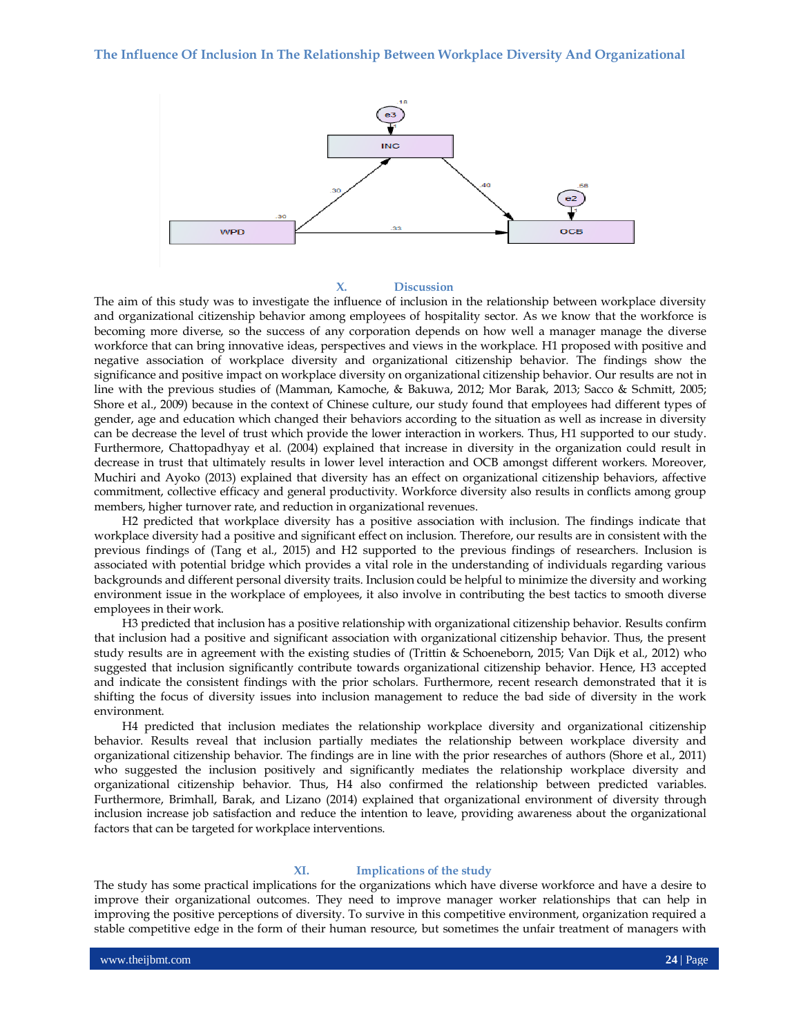## X. Discussion

The aim of this study was to investigate the influence of inclusion in the relationship between workplace diversity and organizational citizenship behavior among employees of hospitality sector. As we know that the workforce is becoming more diverse, so the success of any corporation depends on how well a manager manage the diverse workforce that can bring innovative ideas, perspectives and views in the workplace. H1 proposed with positive and negative association of workplace diversity and organizational citizenship behavior. The findings show the significance and positive impact on workplace diversity on organizational citizenship behavior. Our results are not in line with the previous studies of (Mamman, Kamoche, & Bakuwa, 2012; Mor Barak, 2013; Sacco & Schmitt, 2005; Shore et al., 2009) because in the context of Chinese culture, our study found that employees had different types of gender, age and education which changed their behaviors according to the situation as well as increase in diversity can be decrease the level of trust which provide the lower interaction in workers. Thus, H1 supported to our study. Furthermore, Chattopadhyay et al. (2004) explained that increase in diversity in the organization could result in decrease in trust that ultimately results in lower level interaction and OCB amongst different workers. Moreover, Muchiri and Ayoko (2013) explained that diversity has an effect on organizational citizenship behaviors, affective commitment, collective efficacy and general productivity. Workforce diversity also results in conflicts among group members, higher turnover rate, and reduction in organizational revenues.

H2 predicted that workplace diversity has a positive association with inclusion. The findings indicate that workplace diversity had a positive and significant effect on inclusion. Therefore, our results are in consistent with the previous findings of (Tang et al., 2015) and H2 supported to the previous findings of researchers. Inclusion is associated with potential bridge which provides a vital role in the understanding of individuals regarding various backgrounds and different personal diversity traits. Inclusion could be helpful to minimize the diversity and working environment issue in the workplace of employees, it also involve in contributing the best tactics to smooth diverse employees in their work.

H3 predicted that inclusion has a positive relationship with organizational citizenship behavior. Results confirm that inclusion had a positive and significant association with organizational citizenship behavior. Thus, the present study results are in agreement with the existing studies of (Trittin & Schoeneborn, 2015; Van Dijk et al., 2012) who suggested that inclusion significantly contribute towards organizational citizenship behavior. Hence, H3 accepted and indicate the consistent findings with the prior scholars. Furthermore, recent research demonstrated that it is shifting the focus of diversity issues into inclusion management to reduce the bad side of diversity in the work environment.

H4 predicted that inclusion mediates the relationship workplace diversity and organizational citizenship behavior. Results reveal that inclusion partially mediates the relationship between workplace diversity and organizational citizenship behavior. The findings are in line with the prior researches of authors (Shore et al., 2011) who suggested the inclusion positively and significantly mediates the relationship workplace diversity and organizational citizenship behavior. Thus, H4 also confirmed the relationship between predicted variables. Furthermore, Brimhall, Barak, and Lizano (2014) explained that organizational environment of diversity through inclusion increase job satisfaction and reduce the intention to leave, providing awareness about the organizational factors that can be targeted for workplace interventions.

## XI. Implications of the study

The study has some practical implications for the organizations which have diverse workforce and have a desire to improve their organizational outcomes. They need to improve manager worker relationships that can help in improving the positive perceptions of diversity. To survive in this competitive environment, organization required a stable competitive edge in the form of their human resource, but sometimes the unfair treatment of managers with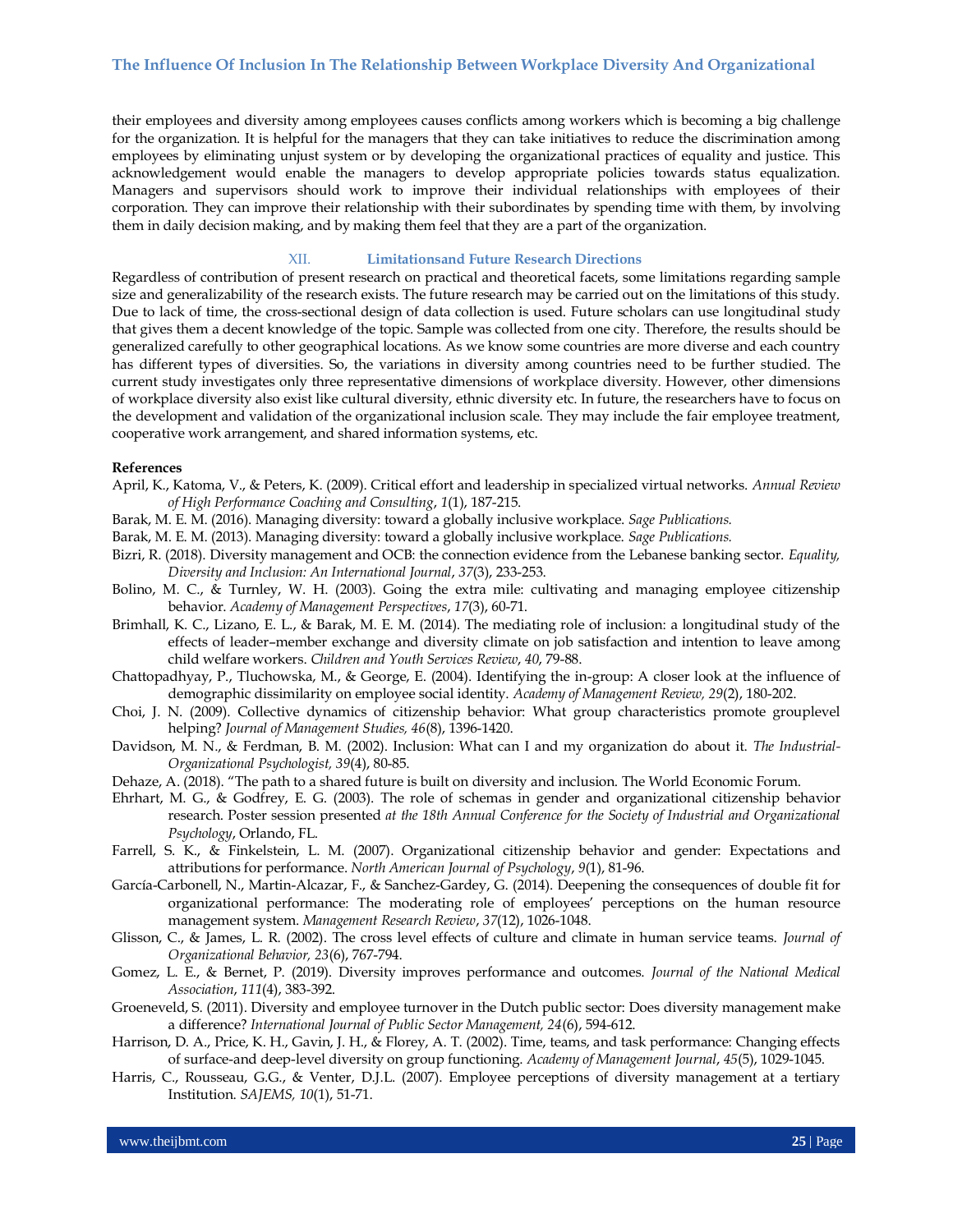their employees and diversity among employees causes conflicts among workers which is becoming a big challenge for the organization. It is helpful for the managers that they can take initiatives to reduce the discrimination among employees by eliminating unjust system or by developing the organizational practices of equality and justice. This acknowledgement would enable the managers to develop appropriate policies towards status equalization. Managers and supervisors should work to improve their individual relationships with employees of their corporation. They can improve their relationship with their subordinates by spending time with them, by involving them in daily decision making, and by making them feel that they are a part of the organization.

## XII. Limitationsand Future Research Directions

Regardless of contribution of present research on practical and theoretical facets, some limitations regarding sample size and generalizability of the research exists. The future research may be carried out on the limitations of this study. Due to lack of time, the cross-sectional design of data collection is used. Future scholars can use longitudinal study that gives them a decent knowledge of the topic. Sample was collected from one city. Therefore, the results should be generalized carefully to other geographical locations. As we know some countries are more diverse and each country has different types of diversities. So, the variations in diversity among countries need to be further studied. The current study investigates only three representative dimensions of workplace diversity. However, other dimensions of workplace diversity also exist like cultural diversity, ethnic diversity etc. In future, the researchers have to focus on the development and validation of the organizational inclusion scale. They may include the fair employee treatment, cooperative work arrangement, and shared information systems, etc.

**References**

April, K., Katoma, V., & Peters, K. (2009). Critical effort and leadership in specialized virtual networks. *Annual Review of High Performance Coaching and Consulting*, *1*(1), 187-215.

Barak, M. E. M. (2016). Managing diversity: toward a globally inclusive workplace. *Sage Publications.*

Barak, M. E. M. (2013). Managing diversity: toward a globally inclusive workplace. *Sage Publications.*

Bizri, R. (2018). Diversity management and OCB: the connection evidence from the Lebanese banking sector. *Equality, Diversity and Inclusion: An International Journal*, *37*(3), 233-253.

Bolino, M. C., & Turnley, W. H. (2003). Going the extra mile: cultivating and managing employee citizenship behavior. *Academy of Management Perspectives*, *17*(3), 60-71.

Brimhall, K. C., Lizano, E. L., & Barak, M. E. M. (2014). The mediating role of inclusion: a longitudinal study of the effects of leader–member exchange and diversity climate on job satisfaction and intention to leave among child welfare workers. *Children and Youth Services Review*, *40*, 79-88.

Chattopadhyay, P., Tluchowska, M., & George, E. (2004). Identifying the in-group: A closer look at the influence of demographic dissimilarity on employee social identity. *Academy of Management Review, 29*(2), 180-202.

Choi, J. N. (2009). Collective dynamics of citizenship behavior: What group characteristics promote grouplevel helping? *Journal of Management Studies, 46*(8), 1396-1420.

Davidson, M. N., & Ferdman, B. M. (2002). Inclusion: What can I and my organization do about it. *The Industrial-Organizational Psychologist, 39*(4), 80-85.

Dehaze, A. (2018). "The path to a shared future is built on diversity and inclusion. The World Economic Forum.

Ehrhart, M. G., & Godfrey, E. G. (2003). The role of schemas in gender and organizational citizenship behavior research. Poster session presented *at the 18th Annual Conference for the Society of Industrial and Organizational Psychology*, Orlando, FL.

Farrell, S. K., & Finkelstein, L. M. (2007). Organizational citizenship behavior and gender: Expectations and attributions for performance. *North American Journal of Psychology*, *9*(1), 81-96.

García-Carbonell, N., Martin-Alcazar, F., & Sanchez-Gardey, G. (2014). Deepening the consequences of double fit for organizational performance: The moderating role of employees' perceptions on the human resource management system. *Management Research Review*, *37*(12), 1026-1048.

Glisson, C., & James, L. R. (2002). The cross level effects of culture and climate in human service teams. *Journal of Organizational Behavior, 23*(6), 767-794.

Gomez, L. E., & Bernet, P. (2019). Diversity improves performance and outcomes. *Journal of the National Medical Association*, *111*(4), 383-392.

Groeneveld, S. (2011). Diversity and employee turnover in the Dutch public sector: Does diversity management make a difference? *International Journal of Public Sector Management, 24*(6), 594-612.

Harrison, D. A., Price, K. H., Gavin, J. H., & Florey, A. T. (2002). Time, teams, and task performance: Changing effects of surface-and deep-level diversity on group functioning. *Academy of Management Journal*, *45*(5), 1029-1045.

Harris, C., Rousseau, G.G., & Venter, D.J.L. (2007). Employee perceptions of diversity management at a tertiary Institution. *SAJEMS, 10*(1), 51-71.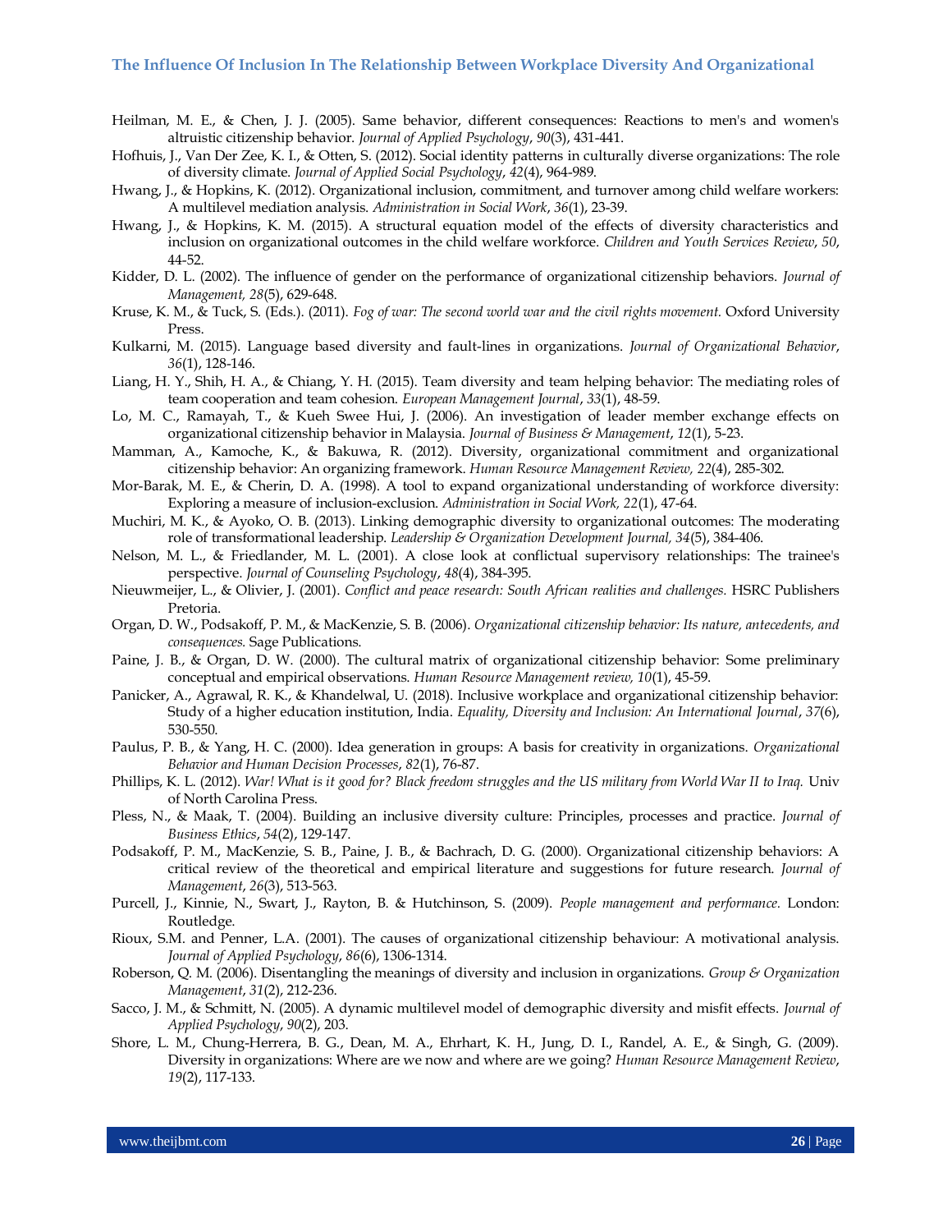Heilman, M. E., & Chen, J. J. (2005). Same behavior, different consequences: Reactions to men's and women's altruistic citizenship behavior. *Journal of Applied Psychology*, *90*(3), 431-441.

Hofhuis, J., Van Der Zee, K. I., & Otten, S. (2012). Social identity patterns in culturally diverse organizations: The role of diversity climate. *Journal of Applied Social Psychology*, *42*(4), 964-989.

Hwang, J., & Hopkins, K. (2012). Organizational inclusion, commitment, and turnover among child welfare workers: A multilevel mediation analysis. *Administration in Social Work*, *36*(1), 23-39.

Hwang, J., & Hopkins, K. M. (2015). A structural equation model of the effects of diversity characteristics and inclusion on organizational outcomes in the child welfare workforce. *Children and Youth Services Review*, *50*, 44-52.

Kidder, D. L. (2002). The influence of gender on the performance of organizational citizenship behaviors. *Journal of Management, 28*(5), 629-648.

Kruse, K. M., & Tuck, S. (Eds.). (2011). *Fog of war: The second world war and the civil rights movement.* Oxford University Press.

Kulkarni, M. (2015). Language based diversity and fault-lines in organizations. *Journal of Organizational Behavior*, *36*(1), 128-146.

Liang, H. Y., Shih, H. A., & Chiang, Y. H. (2015). Team diversity and team helping behavior: The mediating roles of team cooperation and team cohesion. *European Management Journal*, *33*(1), 48-59.

Lo, M. C., Ramayah, T., & Kueh Swee Hui, J. (2006). An investigation of leader member exchange effects on organizational citizenship behavior in Malaysia. *Journal of Business & Management*, *12*(1), 5-23.

Mamman, A., Kamoche, K., & Bakuwa, R. (2012). Diversity, organizational commitment and organizational citizenship behavior: An organizing framework. *Human Resource Management Review, 22*(4), 285-302.

Mor-Barak, M. E., & Cherin, D. A. (1998). A tool to expand organizational understanding of workforce diversity: Exploring a measure of inclusion-exclusion. *Administration in Social Work, 22*(1), 47-64.

Muchiri, M. K., & Ayoko, O. B. (2013). Linking demographic diversity to organizational outcomes: The moderating role of transformational leadership. *Leadership & Organization Development Journal, 34*(5), 384-406.

Nelson, M. L., & Friedlander, M. L. (2001). A close look at conflictual supervisory relationships: The trainee's perspective. *Journal of Counseling Psychology*, *48*(4), 384-395.

Nieuwmeijer, L., & Olivier, J. (2001). *Conflict and peace research: South African realities and challenges.* HSRC Publishers Pretoria.

Organ, D. W., Podsakoff, P. M., & MacKenzie, S. B. (2006). *Organizational citizenship behavior: Its nature, antecedents, and consequences.* Sage Publications.

Paine, J. B., & Organ, D. W. (2000). The cultural matrix of organizational citizenship behavior: Some preliminary conceptual and empirical observations. *Human Resource Management review, 10*(1), 45-59.

Panicker, A., Agrawal, R. K., & Khandelwal, U. (2018). Inclusive workplace and organizational citizenship behavior: Study of a higher education institution, India. *Equality, Diversity and Inclusion: An International Journal*, *37*(6), 530-550.

Paulus, P. B., & Yang, H. C. (2000). Idea generation in groups: A basis for creativity in organizations. *Organizational Behavior and Human Decision Processes*, *82*(1), 76-87.

Phillips, K. L. (2012). *War! What is it good for? Black freedom struggles and the US military from World War II to Iraq.* Univ of North Carolina Press.

Pless, N., & Maak, T. (2004). Building an inclusive diversity culture: Principles, processes and practice. *Journal of Business Ethics*, *54*(2), 129-147.

Podsakoff, P. M., MacKenzie, S. B., Paine, J. B., & Bachrach, D. G. (2000). Organizational citizenship behaviors: A critical review of the theoretical and empirical literature and suggestions for future research. *Journal of Management*, *26*(3), 513-563.

Purcell, J., Kinnie, N., Swart, J., Rayton, B. & Hutchinson, S. (2009). *People management and performance.* London: Routledge.

Rioux, S.M. and Penner, L.A. (2001). The causes of organizational citizenship behaviour: A motivational analysis. *Journal of Applied Psychology*, *86*(6), 1306-1314.

Roberson, Q. M. (2006). Disentangling the meanings of diversity and inclusion in organizations. *Group & Organization Management*, *31*(2), 212-236.

Sacco, J. M., & Schmitt, N. (2005). A dynamic multilevel model of demographic diversity and misfit effects. *Journal of Applied Psychology*, *90*(2), 203.

Shore, L. M., Chung-Herrera, B. G., Dean, M. A., Ehrhart, K. H., Jung, D. I., Randel, A. E., & Singh, G. (2009). Diversity in organizations: Where are we now and where are we going? *Human Resource Management Review*, *19*(2), 117-133.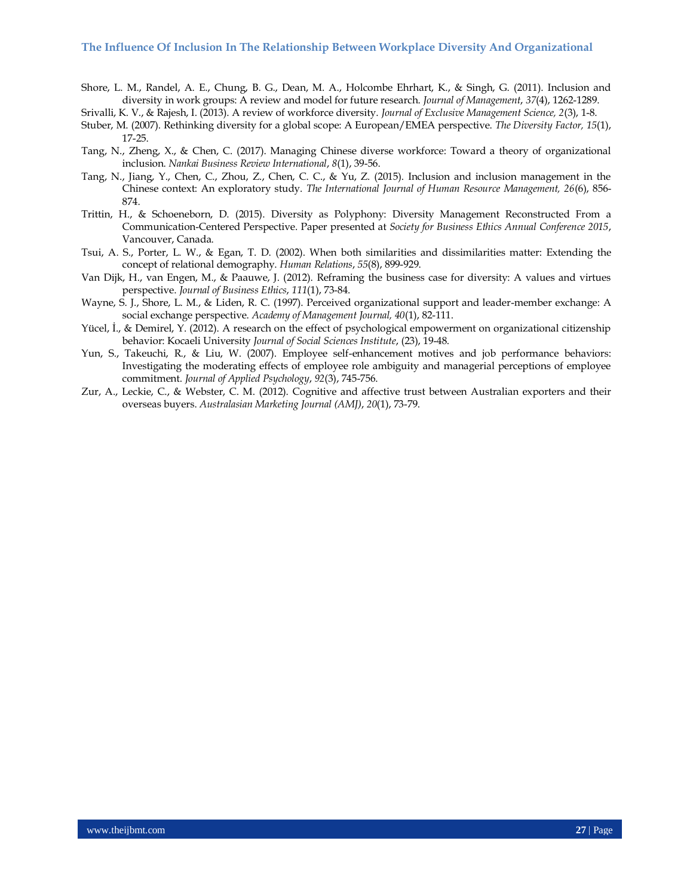Shore, L. M., Randel, A. E., Chung, B. G., Dean, M. A., Holcombe Ehrhart, K., & Singh, G. (2011). Inclusion and diversity in work groups: A review and model for future research. *Journal of Management*, *37*(4), 1262-1289.

Srivalli, K. V., & Rajesh, I. (2013). A review of workforce diversity. *Journal of Exclusive Management Science, 2*(3), 1-8.

Stuber, M. (2007). Rethinking diversity for a global scope: A European/EMEA perspective. *The Diversity Factor, 15*(1), 17-25.

Tang, N., Zheng, X., & Chen, C. (2017). Managing Chinese diverse workforce: Toward a theory of organizational inclusion. *Nankai Business Review International*, *8*(1), 39-56.

Tang, N., Jiang, Y., Chen, C., Zhou, Z., Chen, C. C., & Yu, Z. (2015). Inclusion and inclusion management in the Chinese context: An exploratory study. *The International Journal of Human Resource Management, 26*(6), 856-874.

Trittin, H., & Schoeneborn, D. (2015). Diversity as Polyphony: Diversity Management Reconstructed From a Communication-Centered Perspective. Paper presented at *Society for Business Ethics Annual Conference 2015*, Vancouver, Canada.

Tsui, A. S., Porter, L. W., & Egan, T. D. (2002). When both similarities and dissimilarities matter: Extending the concept of relational demography. *Human Relations*, *55*(8), 899-929.

Van Dijk, H., van Engen, M., & Paauwe, J. (2012). Reframing the business case for diversity: A values and virtues perspective. *Journal of Business Ethics*, *111*(1), 73-84.

Wayne, S. J., Shore, L. M., & Liden, R. C. (1997). Perceived organizational support and leader-member exchange: A social exchange perspective. *Academy of Management Journal, 40*(1), 82-111.

Yücel, İ., & Demirel, Y. (2012). A research on the effect of psychological empowerment on organizational citizenship behavior: Kocaeli University *Journal of Social Sciences Institute*, (23), 19-48.

Yun, S., Takeuchi, R., & Liu, W. (2007). Employee self-enhancement motives and job performance behaviors: Investigating the moderating effects of employee role ambiguity and managerial perceptions of employee commitment. *Journal of Applied Psychology*, *92*(3), 745-756.

Zur, A., Leckie, C., & Webster, C. M. (2012). Cognitive and affective trust between Australian exporters and their overseas buyers. *Australasian Marketing Journal (AMJ)*, *20*(1), 73-79.